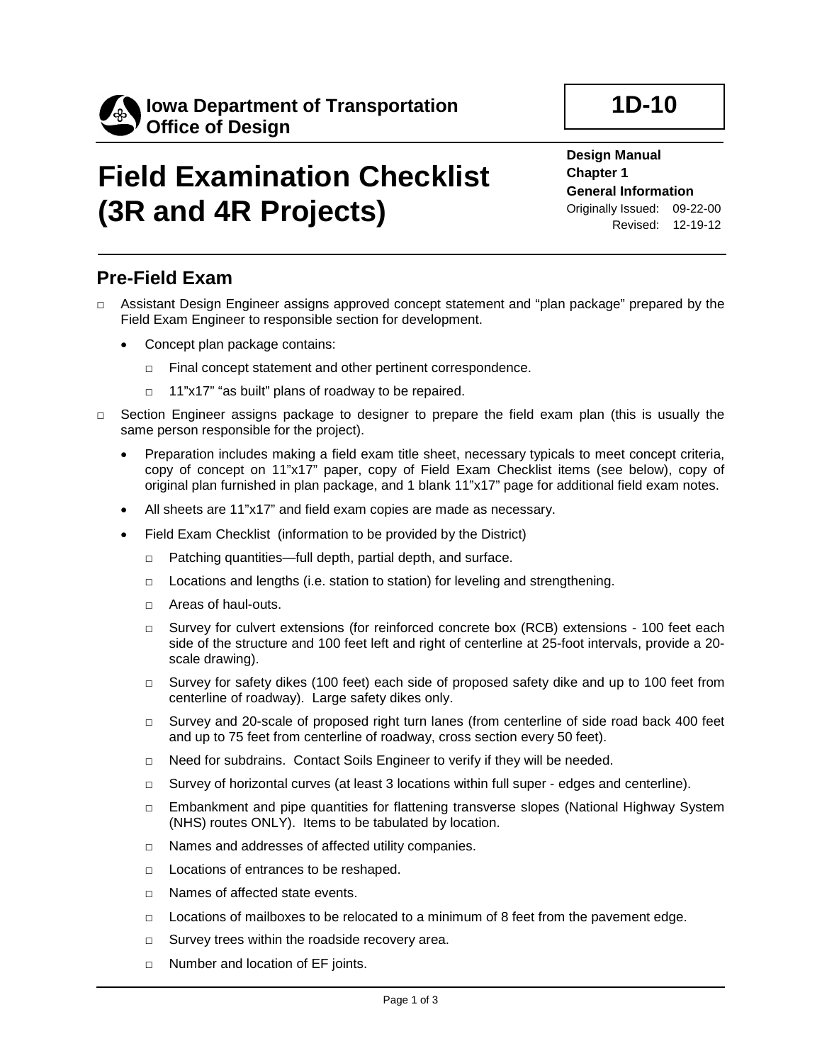**Iowa Department of Transportation**
**Office of Design**

**1D-10**

# Field Examination Checklist (3R and 4R Projects)

**Design Manual**
**Chapter 1**
**General Information**
Originally Issued: 09-22-00
Revised: 12-19-12

## Pre-Field Exam

- □ Assistant Design Engineer assigns approved concept statement and "plan package" prepared by the Field Exam Engineer to responsible section for development.
  - Concept plan package contains:
    - □ Final concept statement and other pertinent correspondence.
    - □ 11"x17" "as built" plans of roadway to be repaired.
- □ Section Engineer assigns package to designer to prepare the field exam plan (this is usually the same person responsible for the project).
  - Preparation includes making a field exam title sheet, necessary typicals to meet concept criteria, copy of concept on 11"x17" paper, copy of Field Exam Checklist items (see below), copy of original plan furnished in plan package, and 1 blank 11"x17" page for additional field exam notes.
  - All sheets are 11"x17" and field exam copies are made as necessary.
  - Field Exam Checklist (information to be provided by the District)
    - □ Patching quantities—full depth, partial depth, and surface.
    - □ Locations and lengths (i.e. station to station) for leveling and strengthening.
    - □ Areas of haul-outs.
    - □ Survey for culvert extensions (for reinforced concrete box (RCB) extensions - 100 feet each side of the structure and 100 feet left and right of centerline at 25-foot intervals, provide a 20-scale drawing).
    - □ Survey for safety dikes (100 feet) each side of proposed safety dike and up to 100 feet from centerline of roadway). Large safety dikes only.
    - □ Survey and 20-scale of proposed right turn lanes (from centerline of side road back 400 feet and up to 75 feet from centerline of roadway, cross section every 50 feet).
    - □ Need for subdrains. Contact Soils Engineer to verify if they will be needed.
    - □ Survey of horizontal curves (at least 3 locations within full super - edges and centerline).
    - □ Embankment and pipe quantities for flattening transverse slopes (National Highway System (NHS) routes ONLY). Items to be tabulated by location.
    - □ Names and addresses of affected utility companies.
    - □ Locations of entrances to be reshaped.
    - □ Names of affected state events.
    - □ Locations of mailboxes to be relocated to a minimum of 8 feet from the pavement edge.
    - □ Survey trees within the roadside recovery area.
    - □ Number and location of EF joints.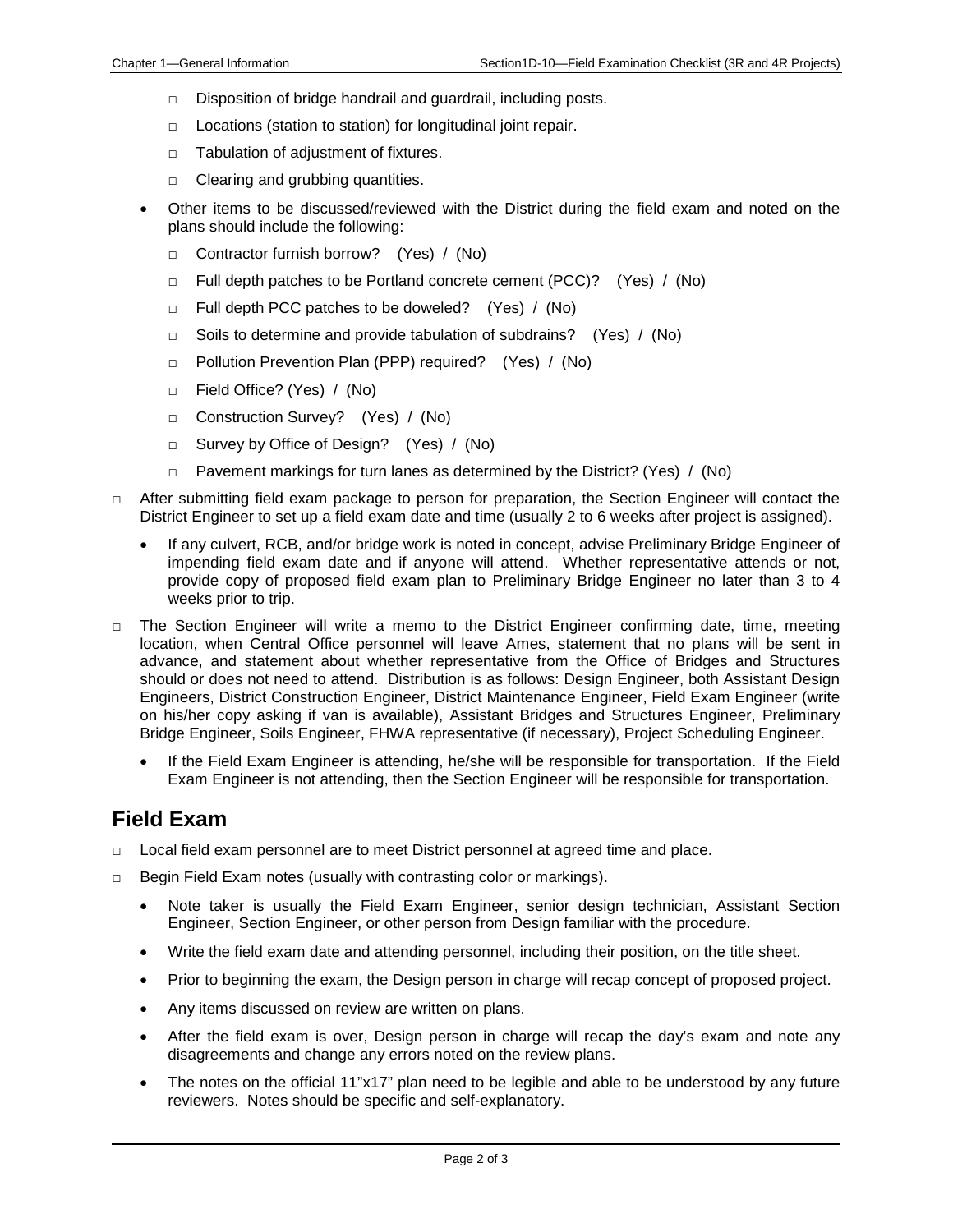- □ Disposition of bridge handrail and guardrail, including posts.
  - □ Locations (station to station) for longitudinal joint repair.
  - □ Tabulation of adjustment of fixtures.
  - □ Clearing and grubbing quantities.

- Other items to be discussed/reviewed with the District during the field exam and noted on the plans should include the following:
  - □ Contractor furnish borrow? (Yes) / (No)
  - □ Full depth patches to be Portland concrete cement (PCC)? (Yes) / (No)
  - □ Full depth PCC patches to be doweled? (Yes) / (No)
  - □ Soils to determine and provide tabulation of subdrains? (Yes) / (No)
  - □ Pollution Prevention Plan (PPP) required? (Yes) / (No)
  - □ Field Office? (Yes) / (No)
  - □ Construction Survey? (Yes) / (No)
  - □ Survey by Office of Design? (Yes) / (No)
  - □ Pavement markings for turn lanes as determined by the District? (Yes) / (No)

□ After submitting field exam package to person for preparation, the Section Engineer will contact the District Engineer to set up a field exam date and time (usually 2 to 6 weeks after project is assigned).

- If any culvert, RCB, and/or bridge work is noted in concept, advise Preliminary Bridge Engineer of impending field exam date and if anyone will attend. Whether representative attends or not, provide copy of proposed field exam plan to Preliminary Bridge Engineer no later than 3 to 4 weeks prior to trip.

□ The Section Engineer will write a memo to the District Engineer confirming date, time, meeting location, when Central Office personnel will leave Ames, statement that no plans will be sent in advance, and statement about whether representative from the Office of Bridges and Structures should or does not need to attend. Distribution is as follows: Design Engineer, both Assistant Design Engineers, District Construction Engineer, District Maintenance Engineer, Field Exam Engineer (write on his/her copy asking if van is available), Assistant Bridges and Structures Engineer, Preliminary Bridge Engineer, Soils Engineer, FHWA representative (if necessary), Project Scheduling Engineer.

- If the Field Exam Engineer is attending, he/she will be responsible for transportation. If the Field Exam Engineer is not attending, then the Section Engineer will be responsible for transportation.

## Field Exam

□ Local field exam personnel are to meet District personnel at agreed time and place.

□ Begin Field Exam notes (usually with contrasting color or markings).

- Note taker is usually the Field Exam Engineer, senior design technician, Assistant Section Engineer, Section Engineer, or other person from Design familiar with the procedure.
- Write the field exam date and attending personnel, including their position, on the title sheet.
- Prior to beginning the exam, the Design person in charge will recap concept of proposed project.
- Any items discussed on review are written on plans.
- After the field exam is over, Design person in charge will recap the day's exam and note any disagreements and change any errors noted on the review plans.
- The notes on the official 11"x17" plan need to be legible and able to be understood by any future reviewers. Notes should be specific and self-explanatory.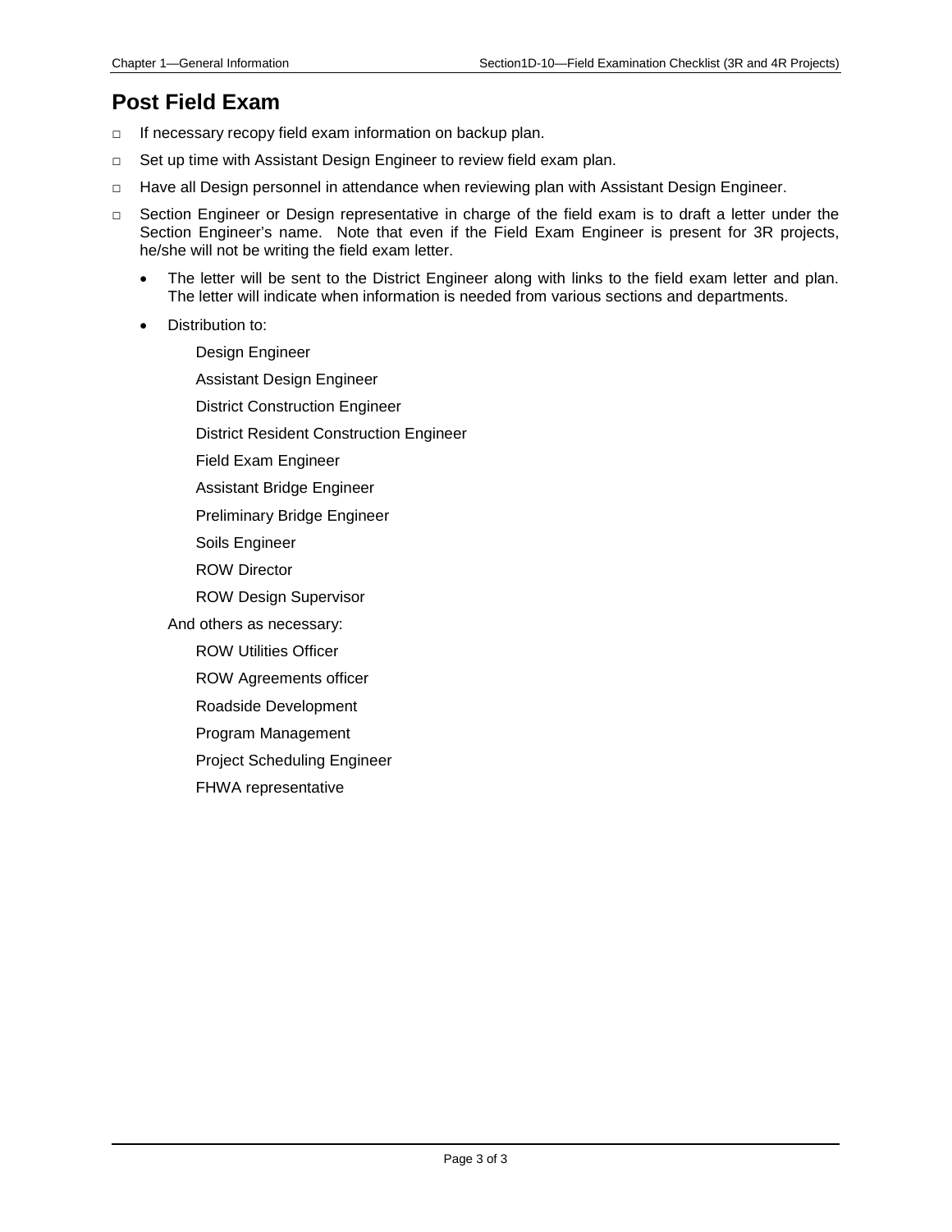## Post Field Exam

- □ If necessary recopy field exam information on backup plan.
- □ Set up time with Assistant Design Engineer to review field exam plan.
- □ Have all Design personnel in attendance when reviewing plan with Assistant Design Engineer.
- □ Section Engineer or Design representative in charge of the field exam is to draft a letter under the Section Engineer's name. Note that even if the Field Exam Engineer is present for 3R projects, he/she will not be writing the field exam letter.
  - The letter will be sent to the District Engineer along with links to the field exam letter and plan. The letter will indicate when information is needed from various sections and departments.
  - Distribution to:

    Design Engineer

    Assistant Design Engineer

    District Construction Engineer

    District Resident Construction Engineer

    Field Exam Engineer

    Assistant Bridge Engineer

    Preliminary Bridge Engineer

    Soils Engineer

    ROW Director

    ROW Design Supervisor

  And others as necessary:

    ROW Utilities Officer

    ROW Agreements officer

    Roadside Development

    Program Management

    Project Scheduling Engineer

    FHWA representative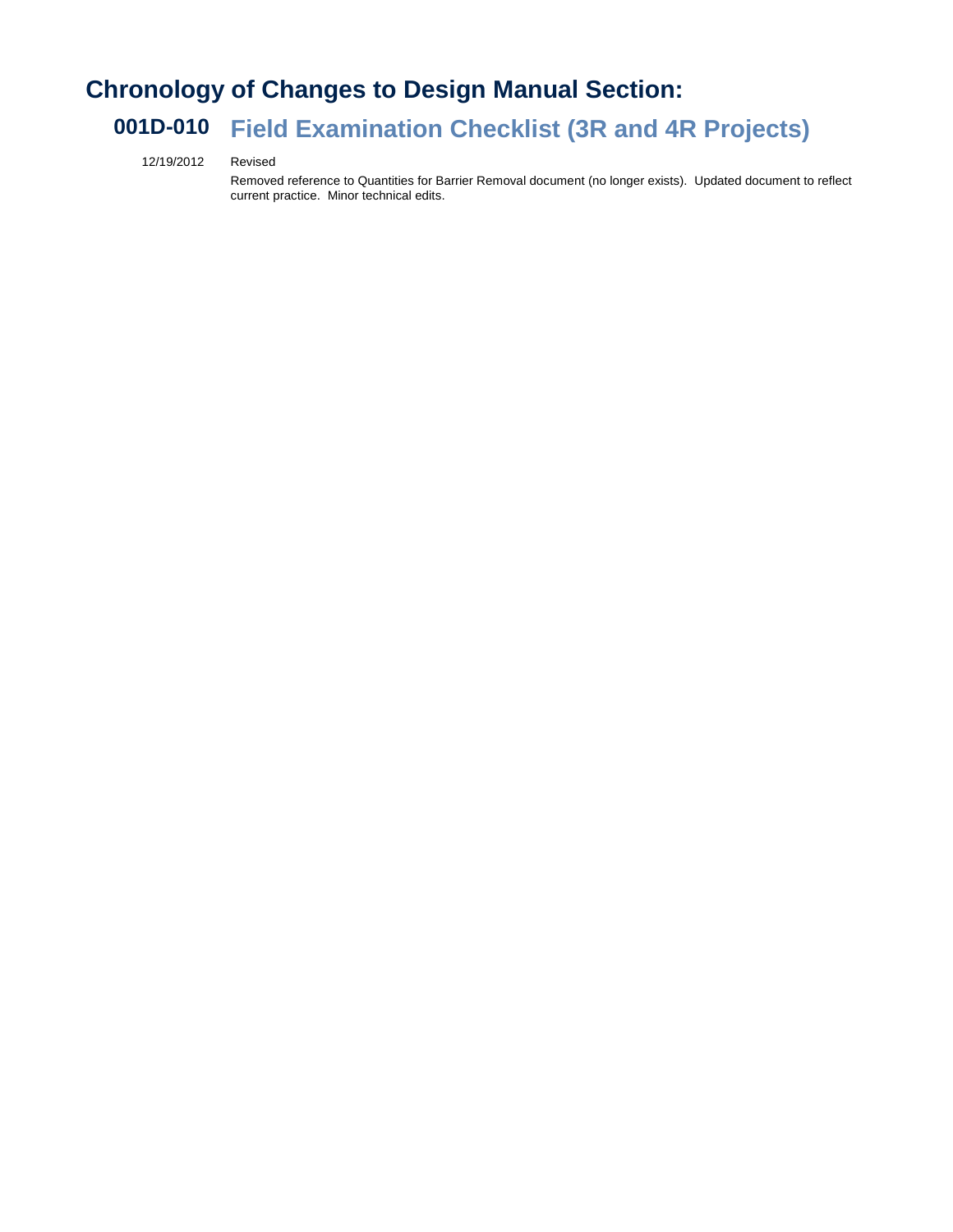# Chronology of Changes to Design Manual Section:

## 001D-010 Field Examination Checklist (3R and 4R Projects)

12/19/2012 Revised

Removed reference to Quantities for Barrier Removal document (no longer exists). Updated document to reflect current practice. Minor technical edits.